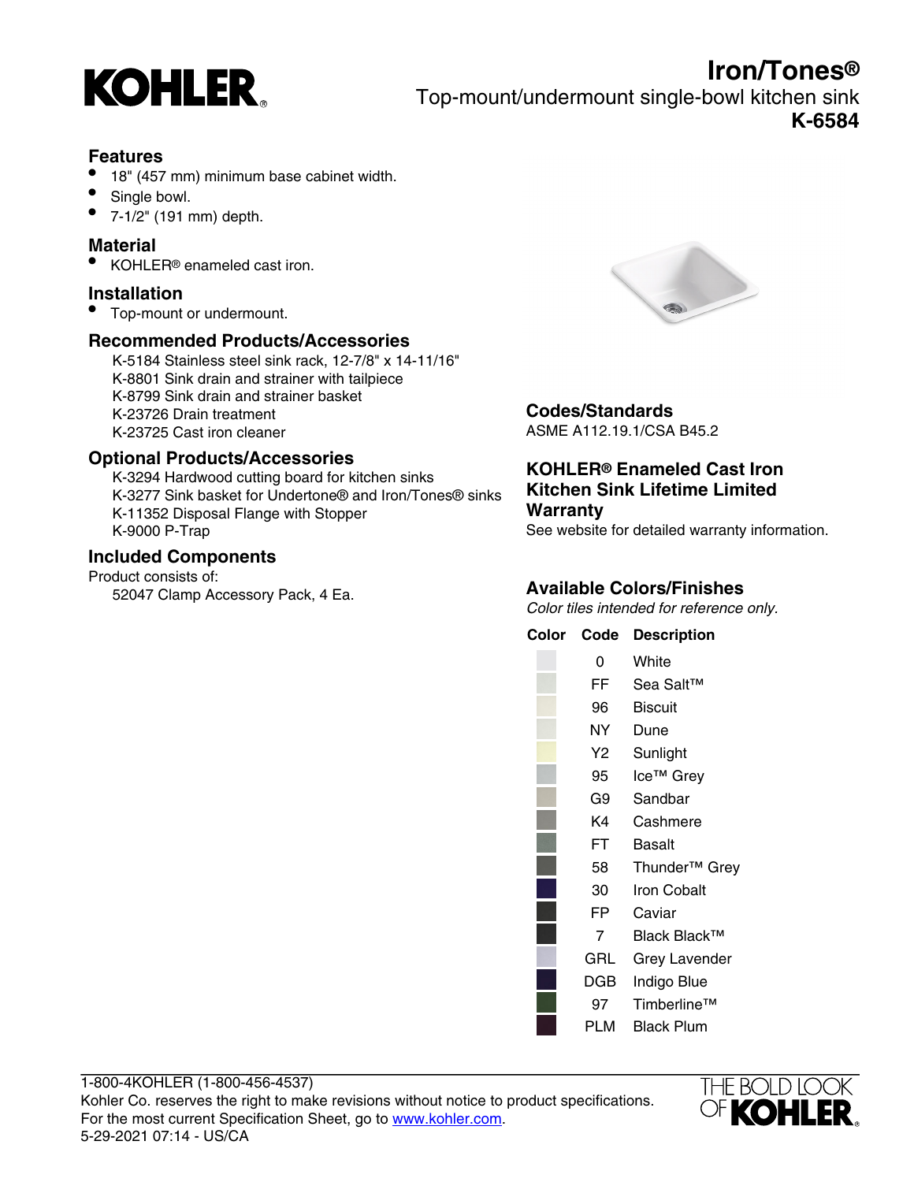# Iron/Tones®

## Top-mount/undermount single-bowl kitchen sink

## K-6584

### Features

- 18" (457 mm) minimum base cabinet width.
- Single bowl.
- 7-1/2" (191 mm) depth.

### Material

- KOHLER® enameled cast iron.

### Installation

- Top-mount or undermount.

### Recommended Products/Accessories

K-5184 Stainless steel sink rack, 12-7/8" x 14-11/16"
K-8801 Sink drain and strainer with tailpiece
K-8799 Sink drain and strainer basket
K-23726 Drain treatment
K-23725 Cast iron cleaner

### Optional Products/Accessories

K-3294 Hardwood cutting board for kitchen sinks
K-3277 Sink basket for Undertone® and Iron/Tones® sinks
K-11352 Disposal Flange with Stopper
K-9000 P-Trap

### Included Components

Product consists of:
52047 Clamp Accessory Pack, 4 Ea.

### Codes/Standards

ASME A112.19.1/CSA B45.2

### KOHLER® Enameled Cast Iron Kitchen Sink Lifetime Limited Warranty

See website for detailed warranty information.

### Available Colors/Finishes

*Color tiles intended for reference only.*

| Color | Code | Description |
| --- | --- | --- |
| | 0 | White |
| | FF | Sea Salt™ |
| | 96 | Biscuit |
| | NY | Dune |
| | Y2 | Sunlight |
| | 95 | Ice™ Grey |
| | G9 | Sandbar |
| | K4 | Cashmere |
| | FT | Basalt |
| | 58 | Thunder™ Grey |
| | 30 | Iron Cobalt |
| | FP | Caviar |
| | 7 | Black Black™ |
| | GRL | Grey Lavender |
| | DGB | Indigo Blue |
| | 97 | Timberline™ |
| | PLM | Black Plum |

1-800-4KOHLER (1-800-456-4537)
Kohler Co. reserves the right to make revisions without notice to product specifications.
For the most current Specification Sheet, go to www.kohler.com.
5-29-2021 07:14 - US/CA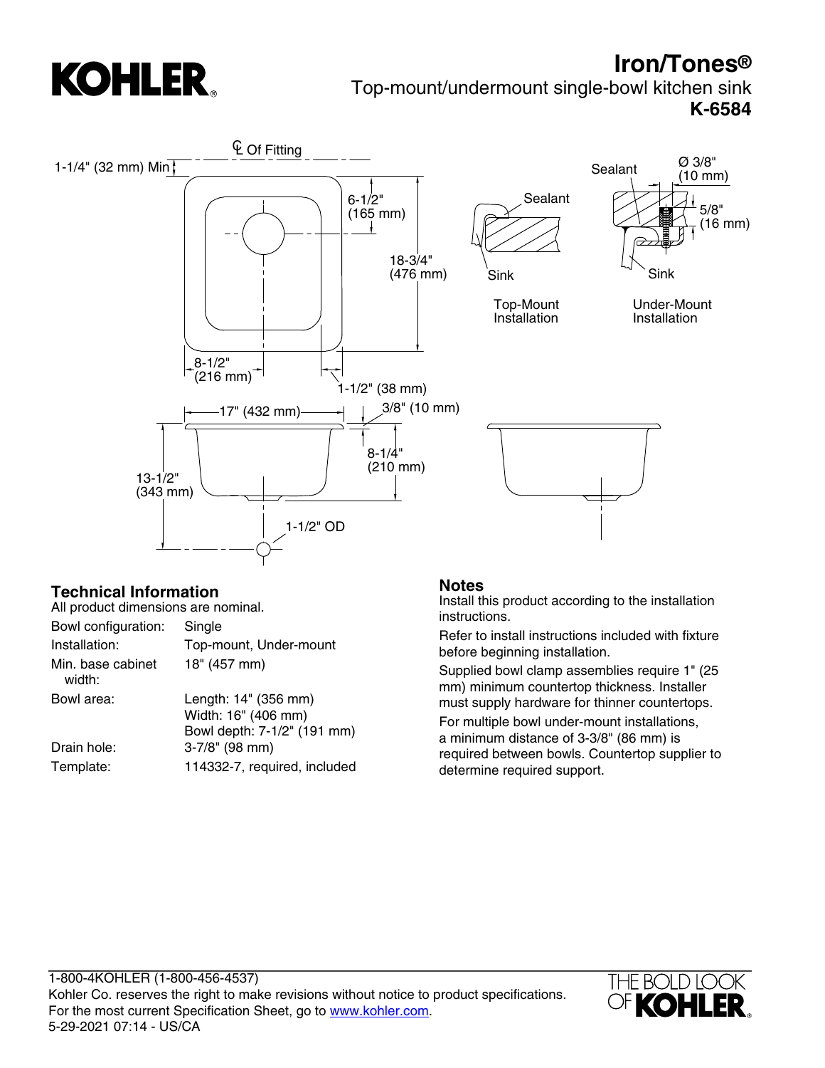# KOHLER

## Iron/Tones®

Top-mount/undermount single-bowl kitchen sink

**K-6584**

℄ Of Fitting

1-1/4" (32 mm) Min

6-1/2" (165 mm)

18-3/4" (476 mm)

8-1/2" (216 mm)

1-1/2" (38 mm)

17" (432 mm)

3/8" (10 mm)

8-1/4" (210 mm)

13-1/2" (343 mm)

1-1/2" OD

Sealant

Sink

Top-Mount Installation

Sealant

Ø 3/8" (10 mm)

5/8" (16 mm)

Sink

Under-Mount Installation

## Technical Information

All product dimensions are nominal.

| | |
|---|---|
| Bowl configuration: | Single |
| Installation: | Top-mount, Under-mount |
| Min. base cabinet width: | 18" (457 mm) |
| Bowl area: | Length: 14" (356 mm)<br>Width: 16" (406 mm)<br>Bowl depth: 7-1/2" (191 mm) |
| Drain hole: | 3-7/8" (98 mm) |
| Template: | 114332-7, required, included |

## Notes

Install this product according to the installation instructions.

Refer to install instructions included with fixture before beginning installation.

Supplied bowl clamp assemblies require 1" (25 mm) minimum countertop thickness. Installer must supply hardware for thinner countertops.

For multiple bowl under-mount installations, a minimum distance of 3-3/8" (86 mm) is required between bowls. Countertop supplier to determine required support.

1-800-4KOHLER (1-800-456-4537)
Kohler Co. reserves the right to make revisions without notice to product specifications.
For the most current Specification Sheet, go to www.kohler.com.
5-29-2021 07:14 - US/CA

THE BOLD LOOK OF KOHLER